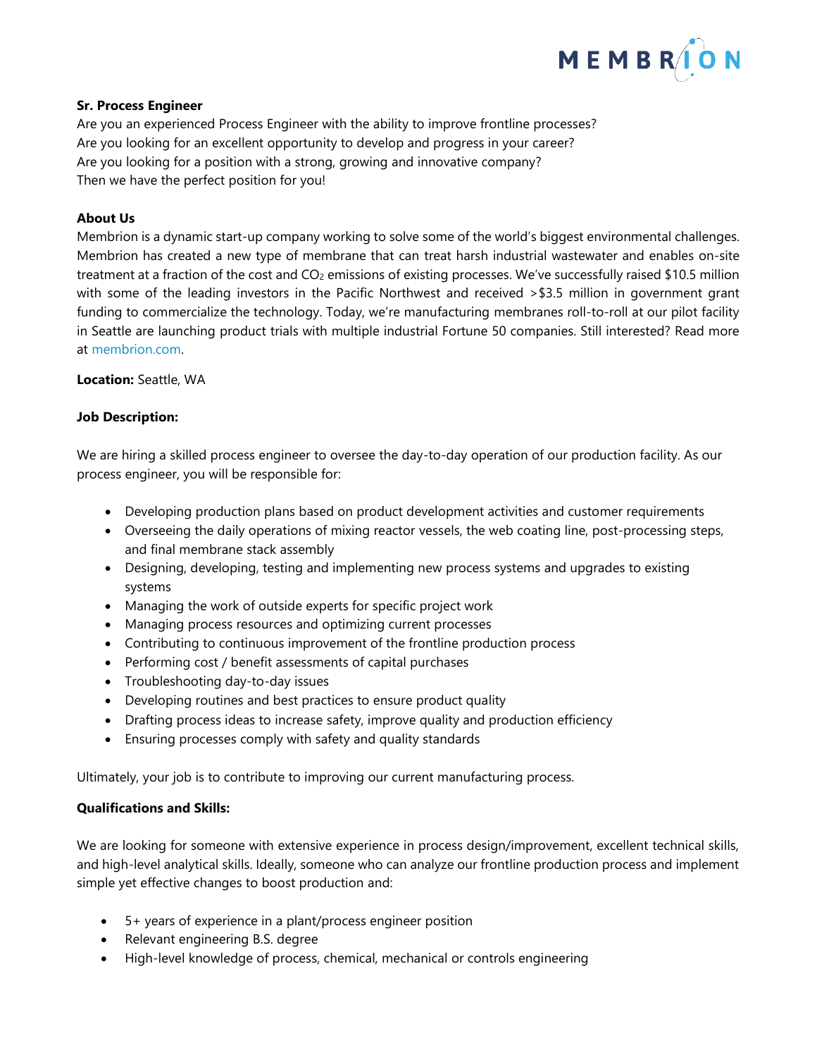**Sr. Process Engineer**

Are you an experienced Process Engineer with the ability to improve frontline processes?
Are you looking for an excellent opportunity to develop and progress in your career?
Are you looking for a position with a strong, growing and innovative company?
Then we have the perfect position for you!

**About Us**

Membrion is a dynamic start-up company working to solve some of the world's biggest environmental challenges. Membrion has created a new type of membrane that can treat harsh industrial wastewater and enables on-site treatment at a fraction of the cost and $CO_2$ emissions of existing processes. We've successfully raised $10.5 million with some of the leading investors in the Pacific Northwest and received >$3.5 million in government grant funding to commercialize the technology. Today, we're manufacturing membranes roll-to-roll at our pilot facility in Seattle are launching product trials with multiple industrial Fortune 50 companies. Still interested? Read more at membrion.com.

**Location:** Seattle, WA

**Job Description:**

We are hiring a skilled process engineer to oversee the day-to-day operation of our production facility. As our process engineer, you will be responsible for:

- Developing production plans based on product development activities and customer requirements
- Overseeing the daily operations of mixing reactor vessels, the web coating line, post-processing steps, and final membrane stack assembly
- Designing, developing, testing and implementing new process systems and upgrades to existing systems
- Managing the work of outside experts for specific project work
- Managing process resources and optimizing current processes
- Contributing to continuous improvement of the frontline production process
- Performing cost / benefit assessments of capital purchases
- Troubleshooting day-to-day issues
- Developing routines and best practices to ensure product quality
- Drafting process ideas to increase safety, improve quality and production efficiency
- Ensuring processes comply with safety and quality standards

Ultimately, your job is to contribute to improving our current manufacturing process.

**Qualifications and Skills:**

We are looking for someone with extensive experience in process design/improvement, excellent technical skills, and high-level analytical skills. Ideally, someone who can analyze our frontline production process and implement simple yet effective changes to boost production and:

- 5+ years of experience in a plant/process engineer position
- Relevant engineering B.S. degree
- High-level knowledge of process, chemical, mechanical or controls engineering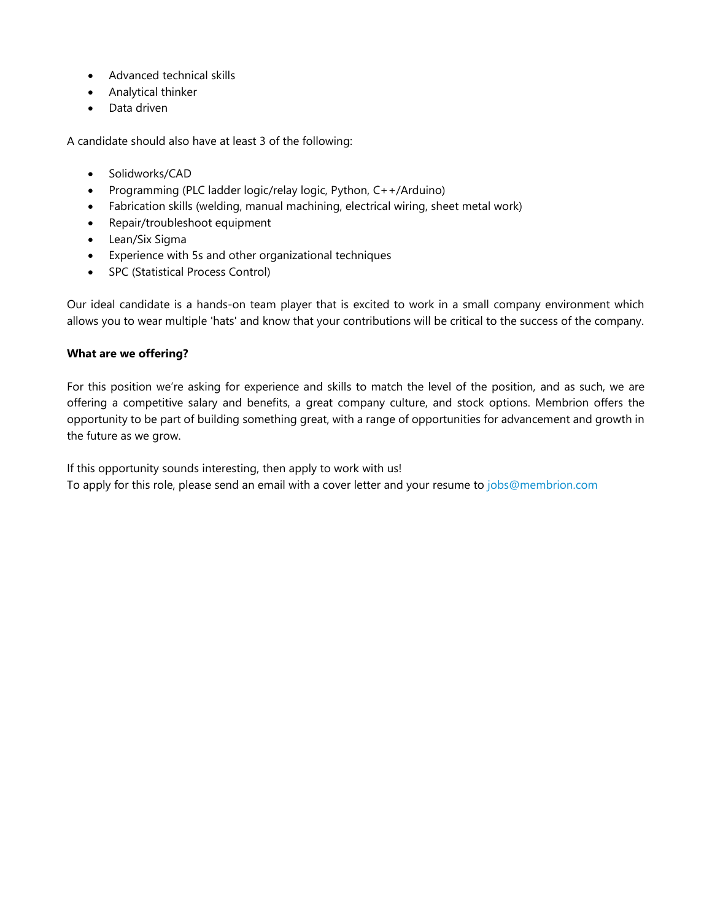- Advanced technical skills
- Analytical thinker
- Data driven

A candidate should also have at least 3 of the following:

- Solidworks/CAD
- Programming (PLC ladder logic/relay logic, Python, C++/Arduino)
- Fabrication skills (welding, manual machining, electrical wiring, sheet metal work)
- Repair/troubleshoot equipment
- Lean/Six Sigma
- Experience with 5s and other organizational techniques
- SPC (Statistical Process Control)

Our ideal candidate is a hands-on team player that is excited to work in a small company environment which allows you to wear multiple 'hats' and know that your contributions will be critical to the success of the company.

**What are we offering?**

For this position we're asking for experience and skills to match the level of the position, and as such, we are offering a competitive salary and benefits, a great company culture, and stock options. Membrion offers the opportunity to be part of building something great, with a range of opportunities for advancement and growth in the future as we grow.

If this opportunity sounds interesting, then apply to work with us!
To apply for this role, please send an email with a cover letter and your resume to jobs@membrion.com